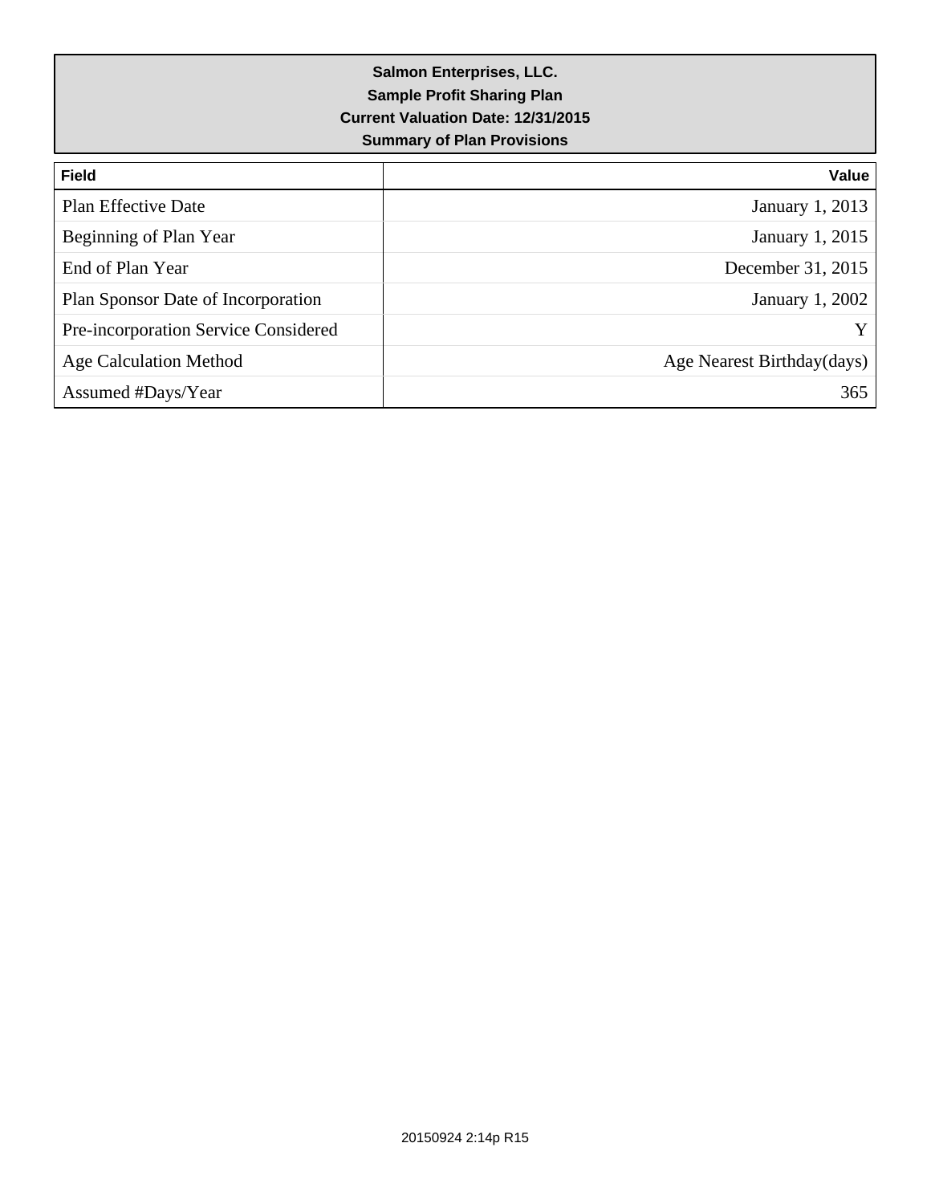**Salmon Enterprises, LLC.**
**Sample Profit Sharing Plan**
**Current Valuation Date: 12/31/2015**
**Summary of Plan Provisions**

| Field | Value |
| --- | ---: |
| Plan Effective Date | January 1, 2013 |
| Beginning of Plan Year | January 1, 2015 |
| End of Plan Year | December 31, 2015 |
| Plan Sponsor Date of Incorporation | January 1, 2002 |
| Pre-incorporation Service Considered | Y |
| Age Calculation Method | Age Nearest Birthday(days) |
| Assumed #Days/Year | 365 |

20150924 2:14p R15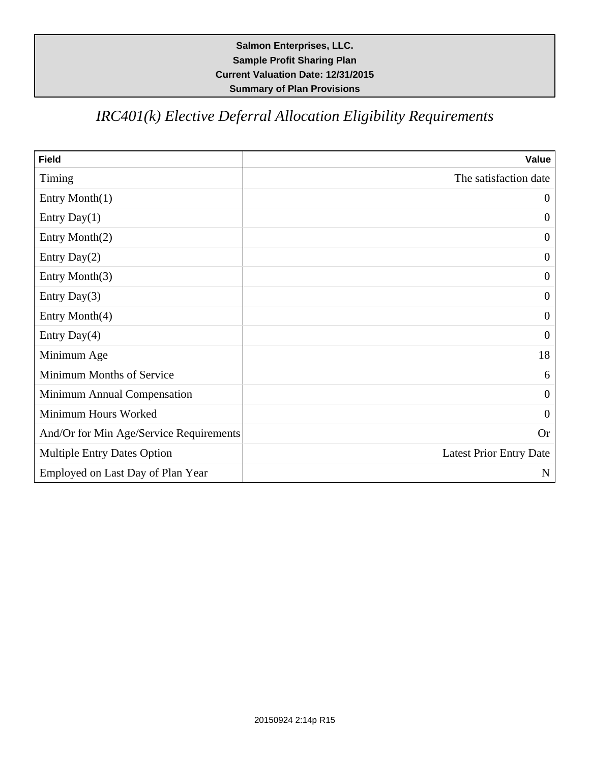**Salmon Enterprises, LLC.**
**Sample Profit Sharing Plan**
**Current Valuation Date: 12/31/2015**
**Summary of Plan Provisions**

# *IRC401(k) Elective Deferral Allocation Eligibility Requirements*

| Field | Value |
|---|---:|
| Timing | The satisfaction date |
| Entry Month(1) | 0 |
| Entry Day(1) | 0 |
| Entry Month(2) | 0 |
| Entry Day(2) | 0 |
| Entry Month(3) | 0 |
| Entry Day(3) | 0 |
| Entry Month(4) | 0 |
| Entry Day(4) | 0 |
| Minimum Age | 18 |
| Minimum Months of Service | 6 |
| Minimum Annual Compensation | 0 |
| Minimum Hours Worked | 0 |
| And/Or for Min Age/Service Requirements | Or |
| Multiple Entry Dates Option | Latest Prior Entry Date |
| Employed on Last Day of Plan Year | N |

20150924 2:14p R15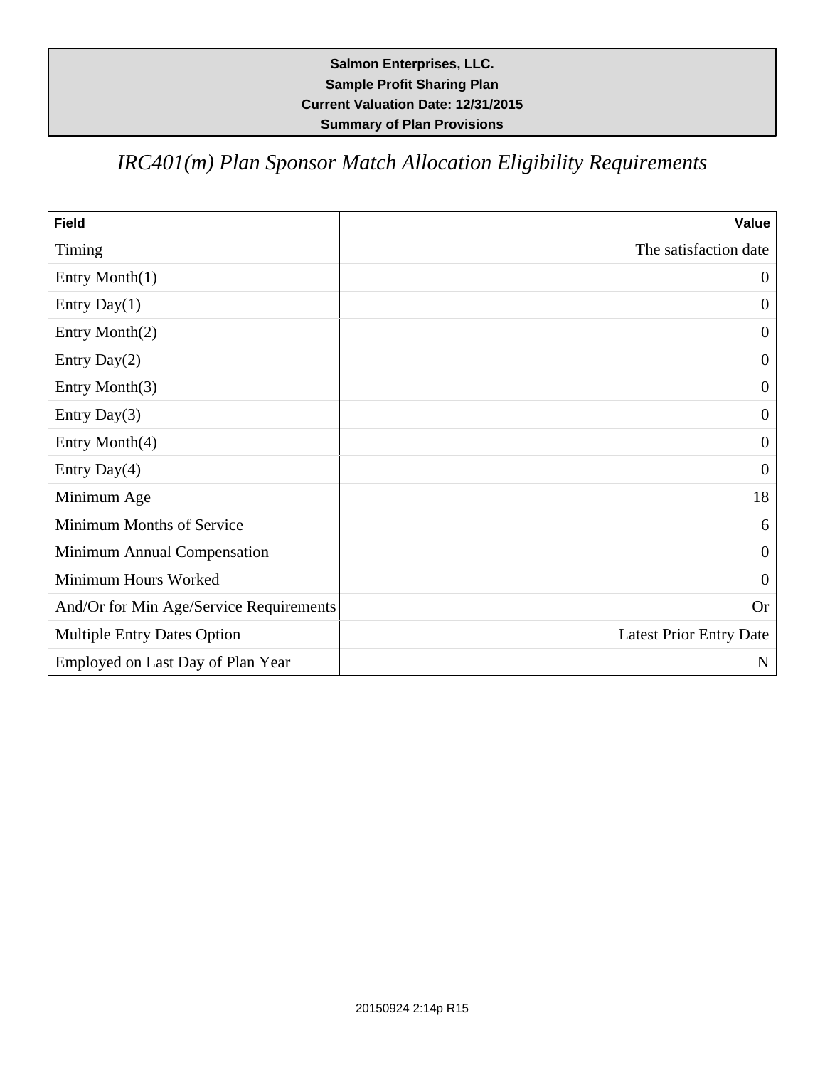**Salmon Enterprises, LLC.**
**Sample Profit Sharing Plan**
**Current Valuation Date: 12/31/2015**
**Summary of Plan Provisions**

# *IRC401(m) Plan Sponsor Match Allocation Eligibility Requirements*

| Field | Value |
|---|---:|
| Timing | The satisfaction date |
| Entry Month(1) | 0 |
| Entry Day(1) | 0 |
| Entry Month(2) | 0 |
| Entry Day(2) | 0 |
| Entry Month(3) | 0 |
| Entry Day(3) | 0 |
| Entry Month(4) | 0 |
| Entry Day(4) | 0 |
| Minimum Age | 18 |
| Minimum Months of Service | 6 |
| Minimum Annual Compensation | 0 |
| Minimum Hours Worked | 0 |
| And/Or for Min Age/Service Requirements | Or |
| Multiple Entry Dates Option | Latest Prior Entry Date |
| Employed on Last Day of Plan Year | N |

20150924 2:14p R15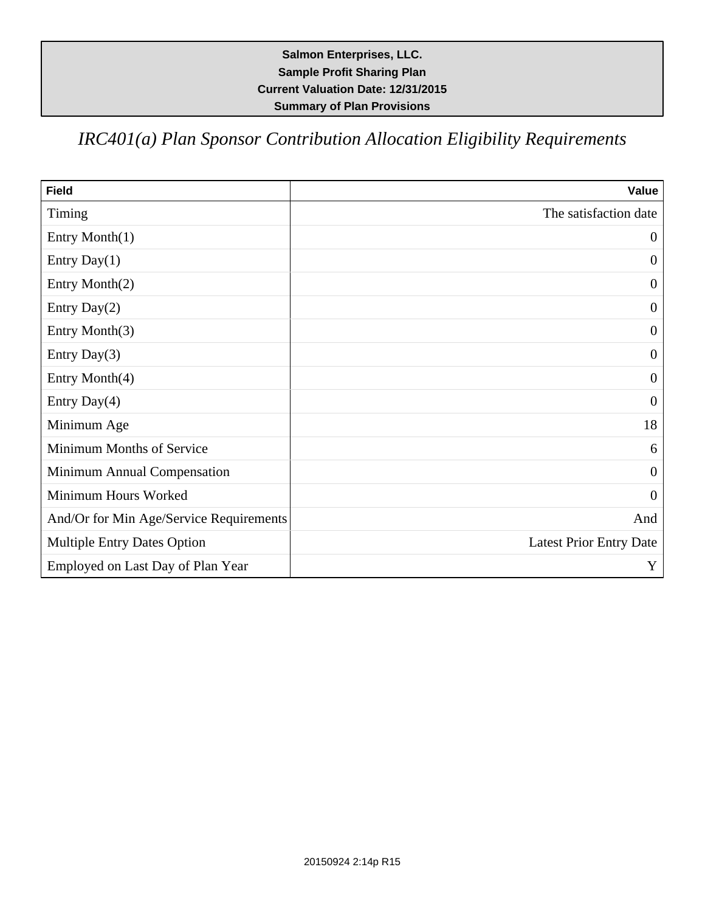**Salmon Enterprises, LLC.**
**Sample Profit Sharing Plan**
**Current Valuation Date: 12/31/2015**
**Summary of Plan Provisions**

# *IRC401(a) Plan Sponsor Contribution Allocation Eligibility Requirements*

| Field | Value |
|---|---:|
| Timing | The satisfaction date |
| Entry Month(1) | 0 |
| Entry Day(1) | 0 |
| Entry Month(2) | 0 |
| Entry Day(2) | 0 |
| Entry Month(3) | 0 |
| Entry Day(3) | 0 |
| Entry Month(4) | 0 |
| Entry Day(4) | 0 |
| Minimum Age | 18 |
| Minimum Months of Service | 6 |
| Minimum Annual Compensation | 0 |
| Minimum Hours Worked | 0 |
| And/Or for Min Age/Service Requirements | And |
| Multiple Entry Dates Option | Latest Prior Entry Date |
| Employed on Last Day of Plan Year | Y |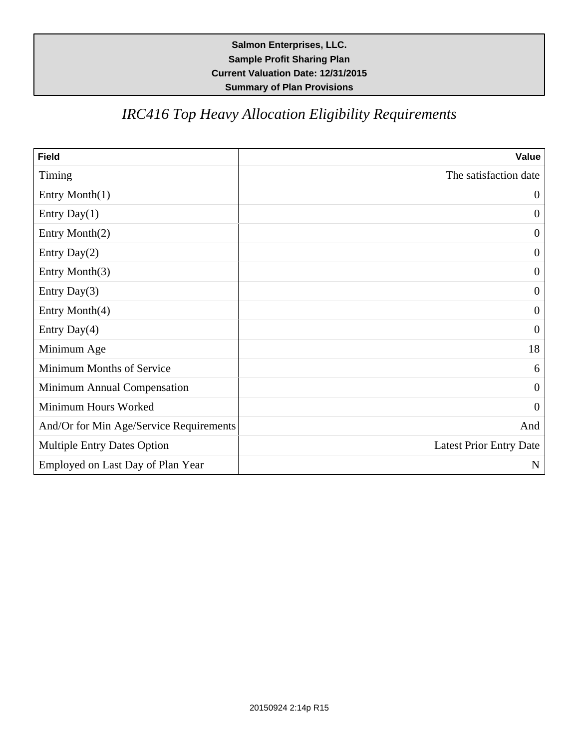**Salmon Enterprises, LLC.**
**Sample Profit Sharing Plan**
**Current Valuation Date: 12/31/2015**
**Summary of Plan Provisions**

# *IRC416 Top Heavy Allocation Eligibility Requirements*

| Field | Value |
|---|---|
| Timing | The satisfaction date |
| Entry Month(1) | 0 |
| Entry Day(1) | 0 |
| Entry Month(2) | 0 |
| Entry Day(2) | 0 |
| Entry Month(3) | 0 |
| Entry Day(3) | 0 |
| Entry Month(4) | 0 |
| Entry Day(4) | 0 |
| Minimum Age | 18 |
| Minimum Months of Service | 6 |
| Minimum Annual Compensation | 0 |
| Minimum Hours Worked | 0 |
| And/Or for Min Age/Service Requirements | And |
| Multiple Entry Dates Option | Latest Prior Entry Date |
| Employed on Last Day of Plan Year | N |

20150924 2:14p R15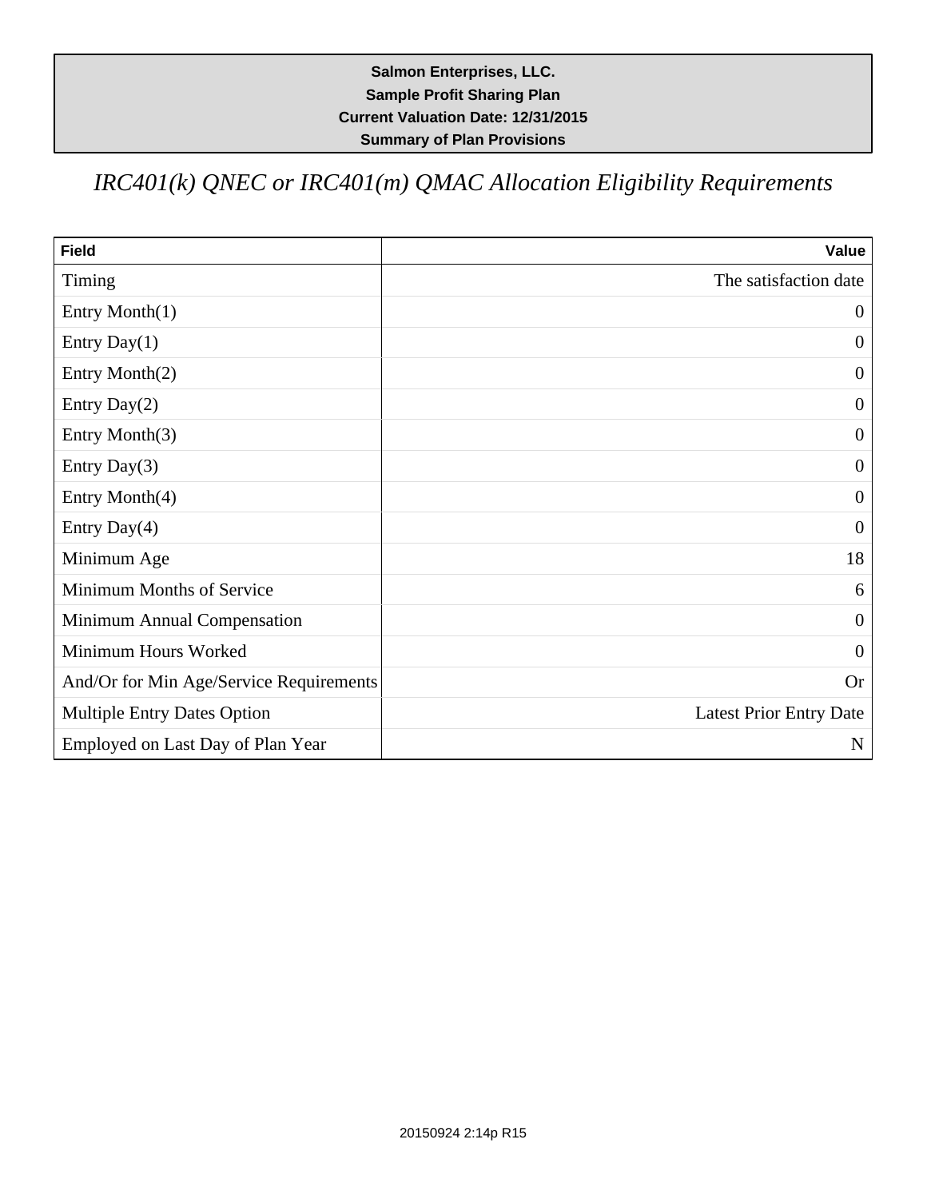**Salmon Enterprises, LLC.**
**Sample Profit Sharing Plan**
**Current Valuation Date: 12/31/2015**
**Summary of Plan Provisions**

# *IRC401(k) QNEC or IRC401(m) QMAC Allocation Eligibility Requirements*

| Field | Value |
|---|---:|
| Timing | The satisfaction date |
| Entry Month(1) | 0 |
| Entry Day(1) | 0 |
| Entry Month(2) | 0 |
| Entry Day(2) | 0 |
| Entry Month(3) | 0 |
| Entry Day(3) | 0 |
| Entry Month(4) | 0 |
| Entry Day(4) | 0 |
| Minimum Age | 18 |
| Minimum Months of Service | 6 |
| Minimum Annual Compensation | 0 |
| Minimum Hours Worked | 0 |
| And/Or for Min Age/Service Requirements | Or |
| Multiple Entry Dates Option | Latest Prior Entry Date |
| Employed on Last Day of Plan Year | N |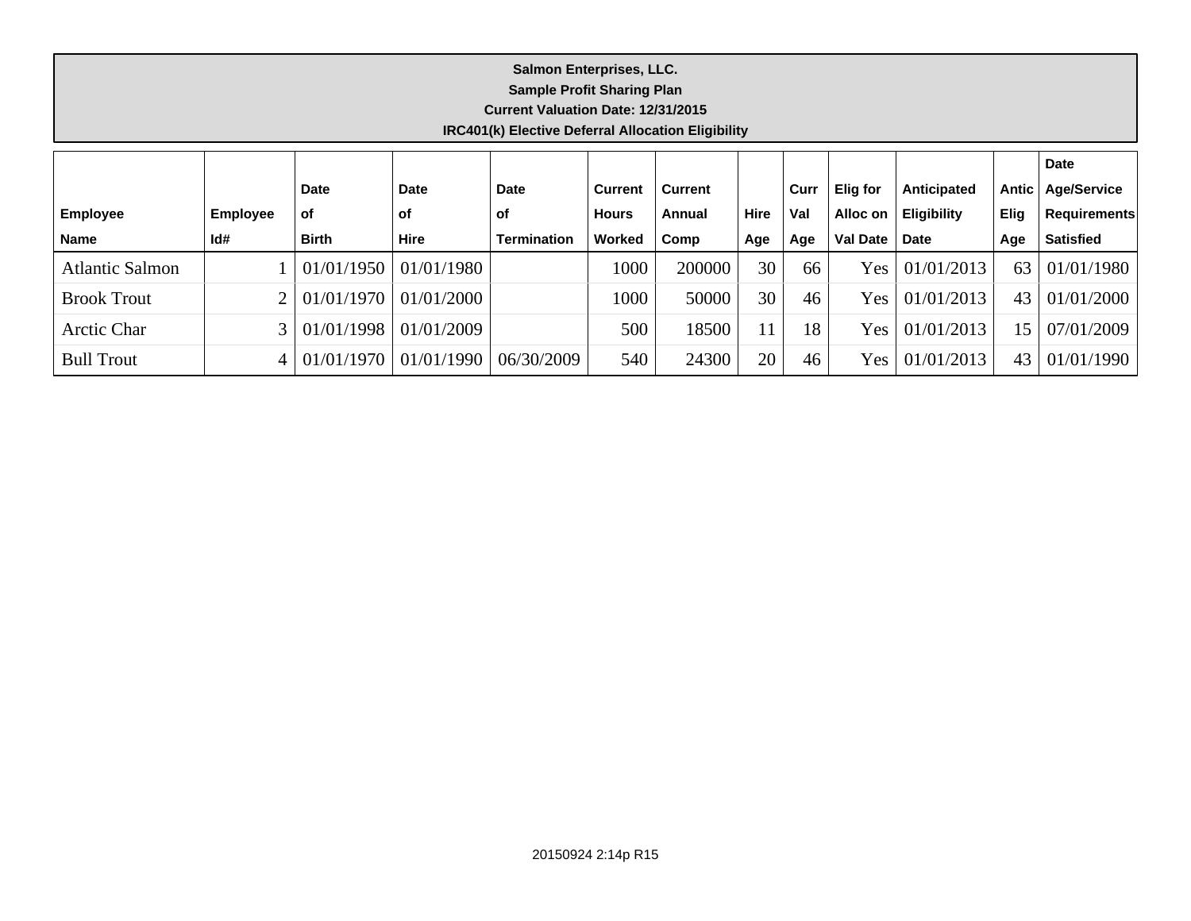**Salmon Enterprises, LLC.**
**Sample Profit Sharing Plan**
**Current Valuation Date: 12/31/2015**
**IRC401(k) Elective Deferral Allocation Eligibility**

| Employee Name | Employee Id# | Date of Birth | Date of Hire | Date of Termination | Current Hours Worked | Current Annual Comp | Hire Age | Curr Val Age | Elig for Alloc on Val Date | Anticipated Eligibility Date | Antic Elig Age | Date Age/Service Requirements Satisfied |
|---|---|---|---|---|---|---|---|---|---|---|---|---|
| Atlantic Salmon | 1 | 01/01/1950 | 01/01/1980 | | 1000 | 200000 | 30 | 66 | Yes | 01/01/2013 | 63 | 01/01/1980 |
| Brook Trout | 2 | 01/01/1970 | 01/01/2000 | | 1000 | 50000 | 30 | 46 | Yes | 01/01/2013 | 43 | 01/01/2000 |
| Arctic Char | 3 | 01/01/1998 | 01/01/2009 | | 500 | 18500 | 11 | 18 | Yes | 01/01/2013 | 15 | 07/01/2009 |
| Bull Trout | 4 | 01/01/1970 | 01/01/1990 | 06/30/2009 | 540 | 24300 | 20 | 46 | Yes | 01/01/2013 | 43 | 01/01/1990 |

20150924 2:14p R15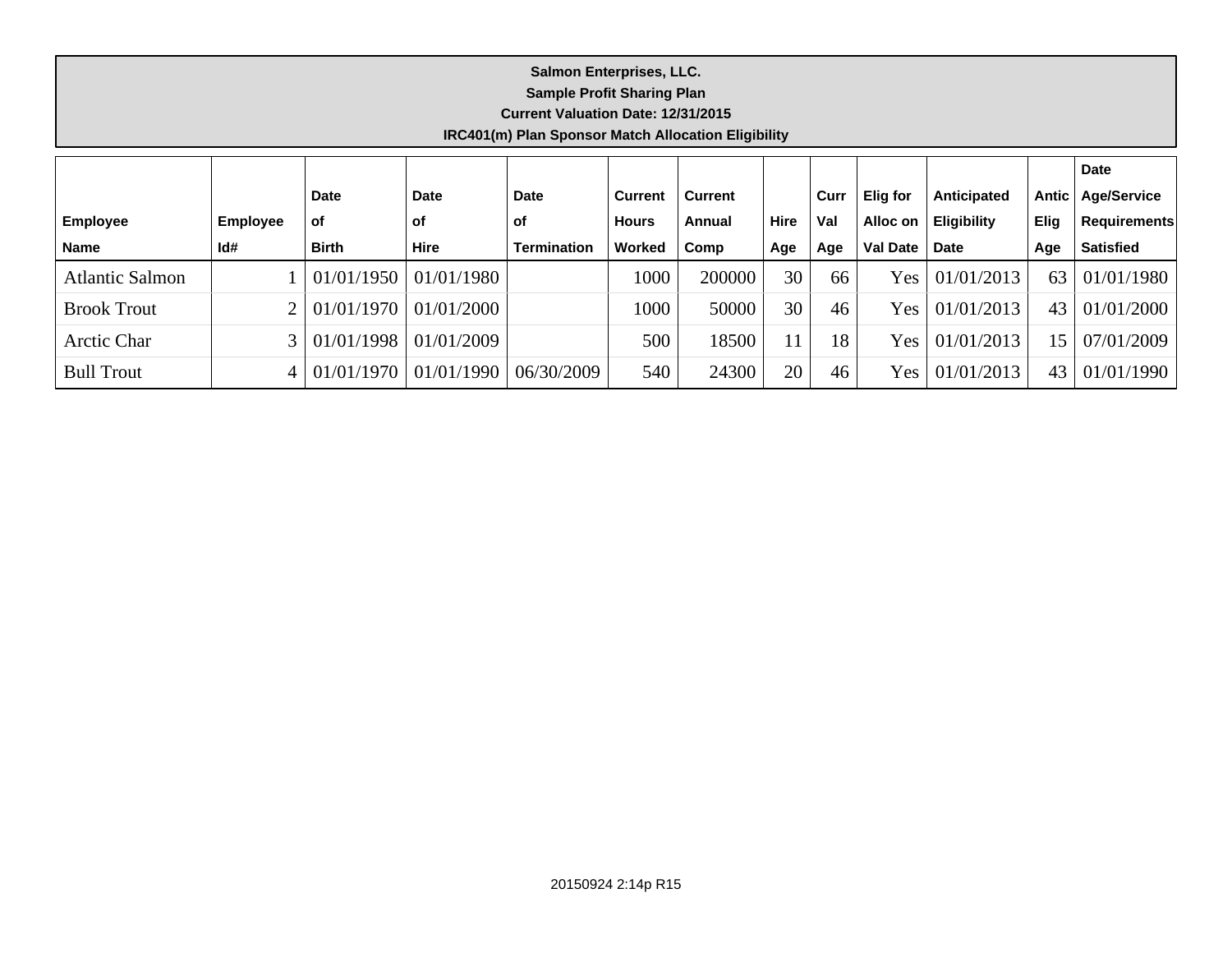**Salmon Enterprises, LLC.**
**Sample Profit Sharing Plan**
**Current Valuation Date: 12/31/2015**
**IRC401(m) Plan Sponsor Match Allocation Eligibility**

| Employee Name | Employee Id# | Date of Birth | Date of Hire | Date of Termination | Current Hours Worked | Current Annual Comp | Hire Age | Curr Val Age | Elig for Alloc on Val Date | Anticipated Eligibility Date | Antic Elig Age | Date Age/Service Requirements Satisfied |
|---|---|---|---|---|---|---|---|---|---|---|---|---|
| Atlantic Salmon | 1 | 01/01/1950 | 01/01/1980 | | 1000 | 200000 | 30 | 66 | Yes | 01/01/2013 | 63 | 01/01/1980 |
| Brook Trout | 2 | 01/01/1970 | 01/01/2000 | | 1000 | 50000 | 30 | 46 | Yes | 01/01/2013 | 43 | 01/01/2000 |
| Arctic Char | 3 | 01/01/1998 | 01/01/2009 | | 500 | 18500 | 11 | 18 | Yes | 01/01/2013 | 15 | 07/01/2009 |
| Bull Trout | 4 | 01/01/1970 | 01/01/1990 | 06/30/2009 | 540 | 24300 | 20 | 46 | Yes | 01/01/2013 | 43 | 01/01/1990 |

20150924 2:14p R15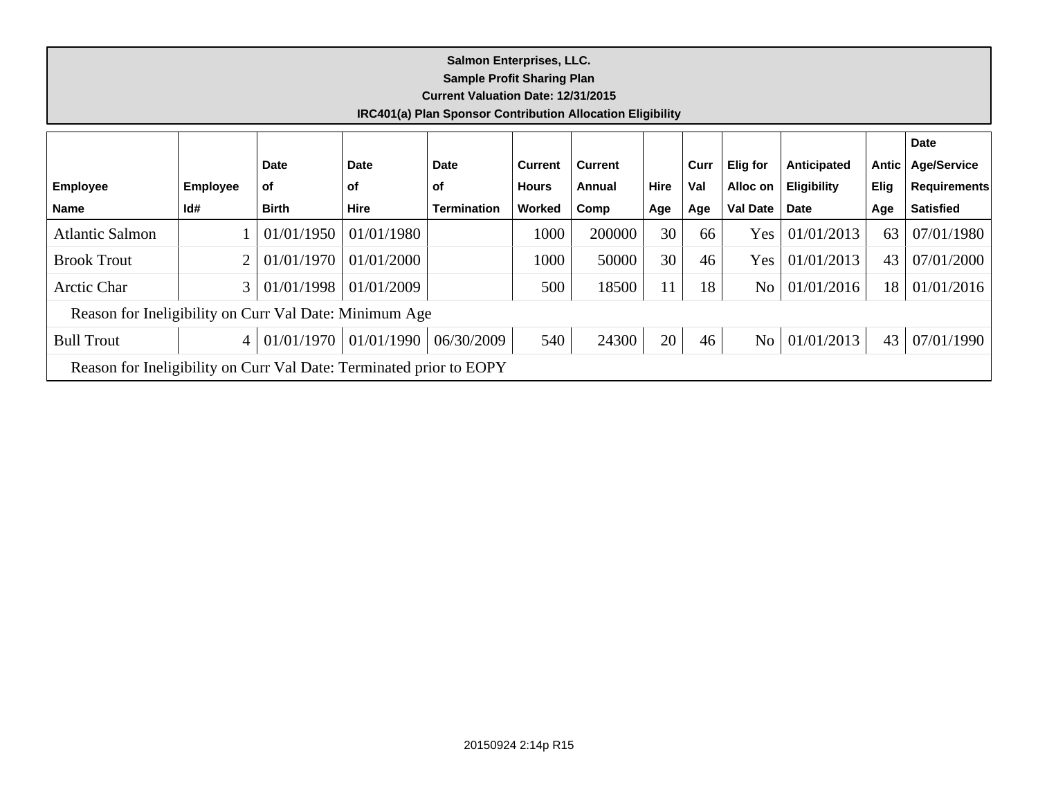**Salmon Enterprises, LLC.**
**Sample Profit Sharing Plan**
**Current Valuation Date: 12/31/2015**
**IRC401(a) Plan Sponsor Contribution Allocation Eligibility**

| Employee Name | Employee Id# | Date of Birth | Date of Hire | Date of Termination | Current Hours Worked | Current Annual Comp | Hire Age | Curr Val Age | Elig for Alloc on Val Date | Anticipated Eligibility Date | Antic Elig Age | Date Age/Service Requirements Satisfied |
|---|---|---|---|---|---|---|---|---|---|---|---|---|
| Atlantic Salmon | 1 | 01/01/1950 | 01/01/1980 | | 1000 | 200000 | 30 | 66 | Yes | 01/01/2013 | 63 | 07/01/1980 |
| Brook Trout | 2 | 01/01/1970 | 01/01/2000 | | 1000 | 50000 | 30 | 46 | Yes | 01/01/2013 | 43 | 07/01/2000 |
| Arctic Char | 3 | 01/01/1998 | 01/01/2009 | | 500 | 18500 | 11 | 18 | No | 01/01/2016 | 18 | 01/01/2016 |
| Reason for Ineligibility on Curr Val Date: Minimum Age | | | | | | | | | | | | |
| Bull Trout | 4 | 01/01/1970 | 01/01/1990 | 06/30/2009 | 540 | 24300 | 20 | 46 | No | 01/01/2013 | 43 | 07/01/1990 |
| Reason for Ineligibility on Curr Val Date: Terminated prior to EOPY | | | | | | | | | | | | |

20150924 2:14p R15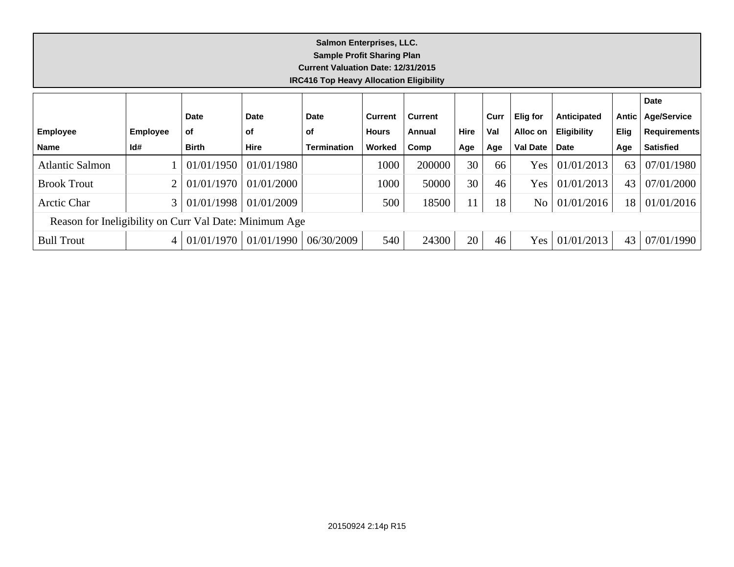**Salmon Enterprises, LLC.**
**Sample Profit Sharing Plan**
**Current Valuation Date: 12/31/2015**
**IRC416 Top Heavy Allocation Eligibility**

| Employee Name | Employee Id# | Date of Birth | Date of Hire | Date of Termination | Current Hours Worked | Current Annual Comp | Hire Age | Curr Val Age | Elig for Alloc on Val Date | Anticipated Eligibility Date | Antic Elig Age | Date Age/Service Requirements Satisfied |
|---|---|---|---|---|---|---|---|---|---|---|---|---|
| Atlantic Salmon | 1 | 01/01/1950 | 01/01/1980 | | 1000 | 200000 | 30 | 66 | Yes | 01/01/2013 | 63 | 07/01/1980 |
| Brook Trout | 2 | 01/01/1970 | 01/01/2000 | | 1000 | 50000 | 30 | 46 | Yes | 01/01/2013 | 43 | 07/01/2000 |
| Arctic Char | 3 | 01/01/1998 | 01/01/2009 | | 500 | 18500 | 11 | 18 | No | 01/01/2016 | 18 | 01/01/2016 |
| Reason for Ineligibility on Curr Val Date: Minimum Age | | | | | | | | | | | | |
| Bull Trout | 4 | 01/01/1970 | 01/01/1990 | 06/30/2009 | 540 | 24300 | 20 | 46 | Yes | 01/01/2013 | 43 | 07/01/1990 |

20150924 2:14p R15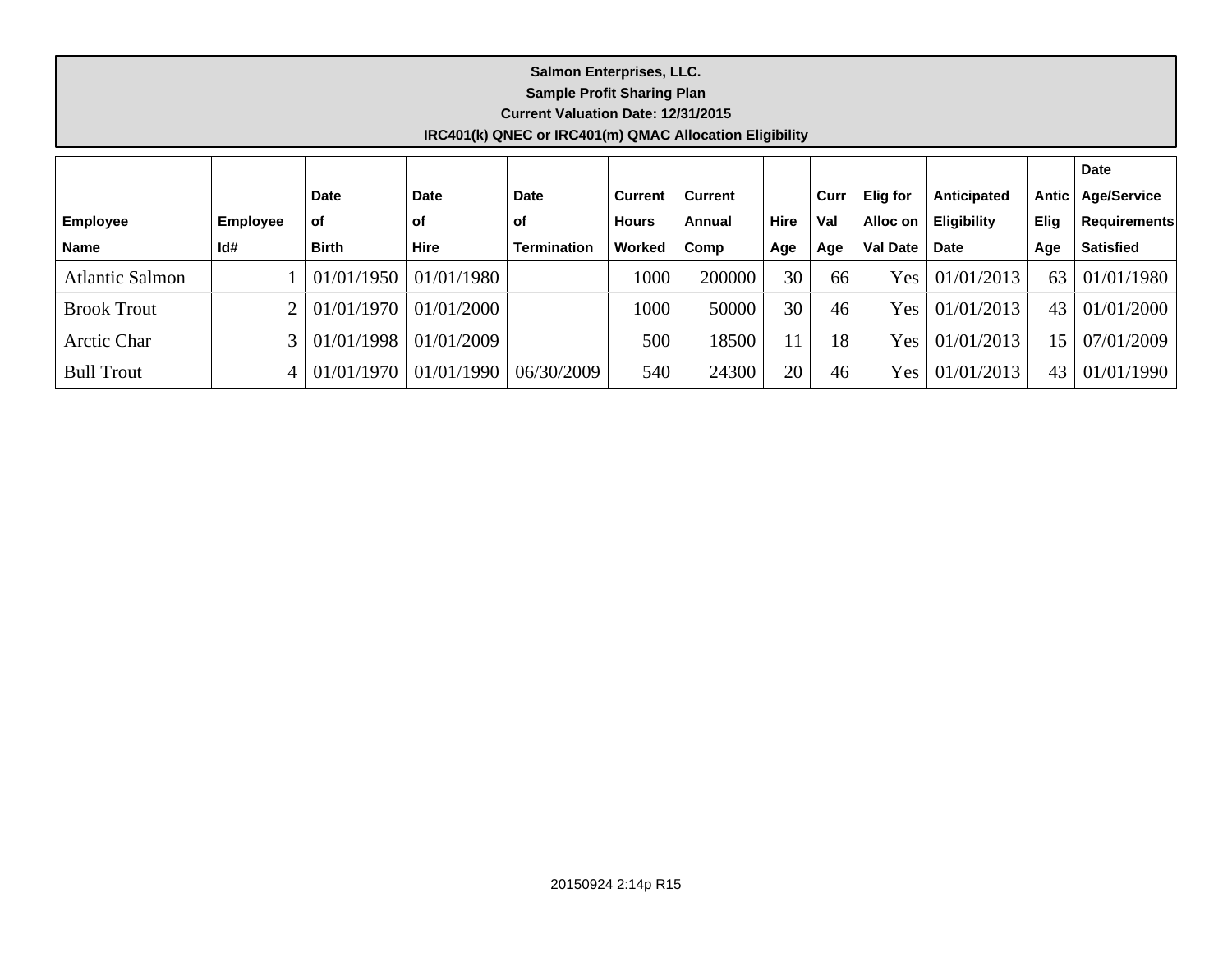**Salmon Enterprises, LLC.**
**Sample Profit Sharing Plan**
**Current Valuation Date: 12/31/2015**
**IRC401(k) QNEC or IRC401(m) QMAC Allocation Eligibility**

| Employee Name | Employee Id# | Date of Birth | Date of Hire | Date of Termination | Current Hours Worked | Current Annual Comp | Hire Age | Curr Val Age | Elig for Alloc on Val Date | Anticipated Eligibility Date | Antic Elig Age | Date Age/Service Requirements Satisfied |
|---|---|---|---|---|---|---|---|---|---|---|---|---|
| Atlantic Salmon | 1 | 01/01/1950 | 01/01/1980 | | 1000 | 200000 | 30 | 66 | Yes | 01/01/2013 | 63 | 01/01/1980 |
| Brook Trout | 2 | 01/01/1970 | 01/01/2000 | | 1000 | 50000 | 30 | 46 | Yes | 01/01/2013 | 43 | 01/01/2000 |
| Arctic Char | 3 | 01/01/1998 | 01/01/2009 | | 500 | 18500 | 11 | 18 | Yes | 01/01/2013 | 15 | 07/01/2009 |
| Bull Trout | 4 | 01/01/1970 | 01/01/1990 | 06/30/2009 | 540 | 24300 | 20 | 46 | Yes | 01/01/2013 | 43 | 01/01/1990 |

20150924 2:14p R15